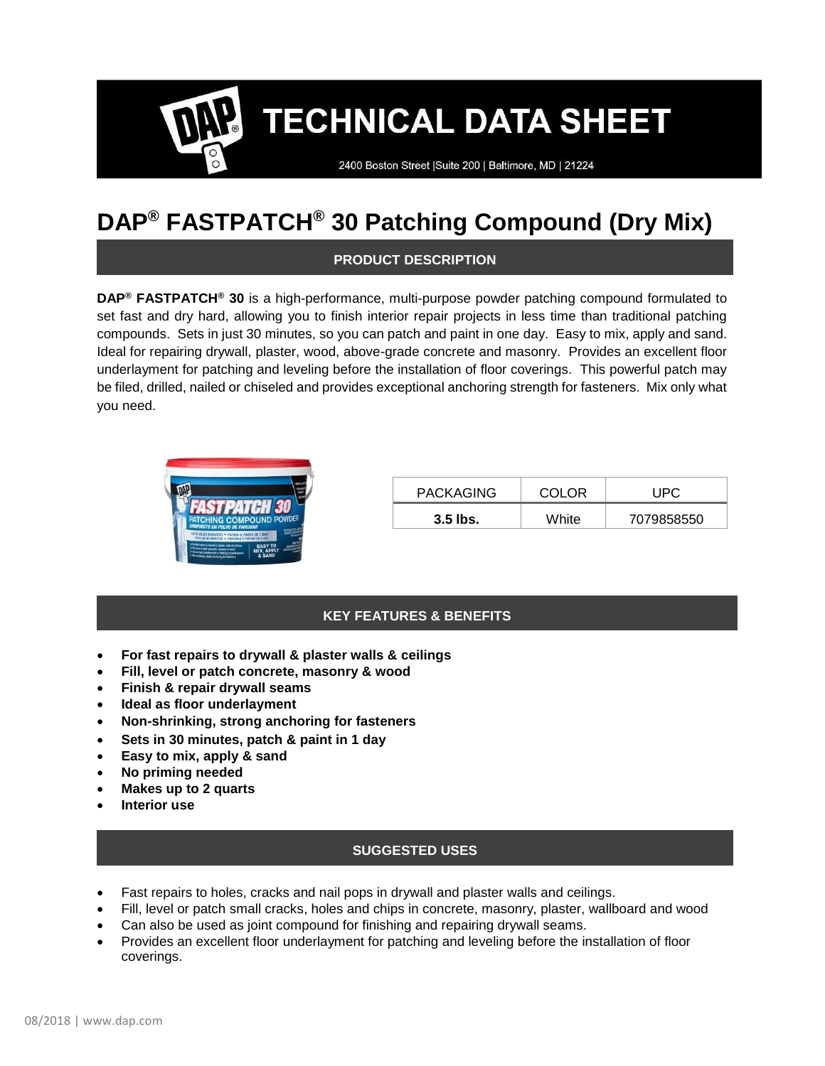# TECHNICAL DATA SHEET

2400 Boston Street |Suite 200 | Baltimore, MD | 21224

# DAP® FASTPATCH® 30 Patching Compound (Dry Mix)

## PRODUCT DESCRIPTION

**DAP® FASTPATCH® 30** is a high-performance, multi-purpose powder patching compound formulated to set fast and dry hard, allowing you to finish interior repair projects in less time than traditional patching compounds. Sets in just 30 minutes, so you can patch and paint in one day. Easy to mix, apply and sand. Ideal for repairing drywall, plaster, wood, above-grade concrete and masonry. Provides an excellent floor underlayment for patching and leveling before the installation of floor coverings. This powerful patch may be filed, drilled, nailed or chiseled and provides exceptional anchoring strength for fasteners. Mix only what you need.

| PACKAGING | COLOR | UPC |
| --- | --- | --- |
| **3.5 lbs.** | White | 7079858550 |

## KEY FEATURES & BENEFITS

- **For fast repairs to drywall & plaster walls & ceilings**
- **Fill, level or patch concrete, masonry & wood**
- **Finish & repair drywall seams**
- **Ideal as floor underlayment**
- **Non-shrinking, strong anchoring for fasteners**
- **Sets in 30 minutes, patch & paint in 1 day**
- **Easy to mix, apply & sand**
- **No priming needed**
- **Makes up to 2 quarts**
- **Interior use**

## SUGGESTED USES

- Fast repairs to holes, cracks and nail pops in drywall and plaster walls and ceilings.
- Fill, level or patch small cracks, holes and chips in concrete, masonry, plaster, wallboard and wood
- Can also be used as joint compound for finishing and repairing drywall seams.
- Provides an excellent floor underlayment for patching and leveling before the installation of floor coverings.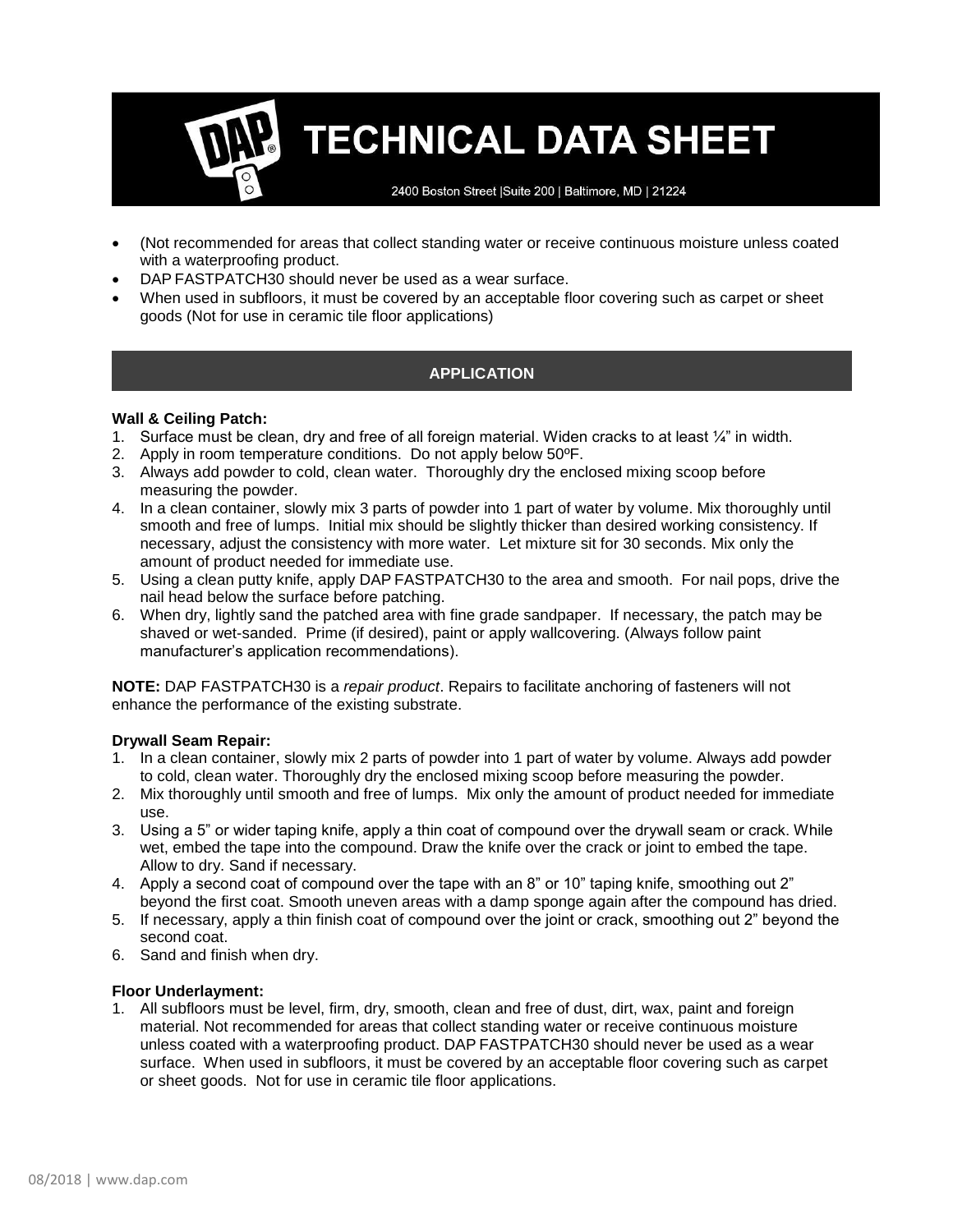- (Not recommended for areas that collect standing water or receive continuous moisture unless coated with a waterproofing product.
- DAP FASTPATCH30 should never be used as a wear surface.
- When used in subfloors, it must be covered by an acceptable floor covering such as carpet or sheet goods (Not for use in ceramic tile floor applications)

## APPLICATION

**Wall & Ceiling Patch:**

1. Surface must be clean, dry and free of all foreign material. Widen cracks to at least ¼" in width.
2. Apply in room temperature conditions. Do not apply below 50ºF.
3. Always add powder to cold, clean water. Thoroughly dry the enclosed mixing scoop before measuring the powder.
4. In a clean container, slowly mix 3 parts of powder into 1 part of water by volume. Mix thoroughly until smooth and free of lumps. Initial mix should be slightly thicker than desired working consistency. If necessary, adjust the consistency with more water. Let mixture sit for 30 seconds. Mix only the amount of product needed for immediate use.
5. Using a clean putty knife, apply DAP FASTPATCH30 to the area and smooth. For nail pops, drive the nail head below the surface before patching.
6. When dry, lightly sand the patched area with fine grade sandpaper. If necessary, the patch may be shaved or wet-sanded. Prime (if desired), paint or apply wallcovering. (Always follow paint manufacturer's application recommendations).

**NOTE:** DAP FASTPATCH30 is a *repair product*. Repairs to facilitate anchoring of fasteners will not enhance the performance of the existing substrate.

**Drywall Seam Repair:**

1. In a clean container, slowly mix 2 parts of powder into 1 part of water by volume. Always add powder to cold, clean water. Thoroughly dry the enclosed mixing scoop before measuring the powder.
2. Mix thoroughly until smooth and free of lumps. Mix only the amount of product needed for immediate use.
3. Using a 5" or wider taping knife, apply a thin coat of compound over the drywall seam or crack. While wet, embed the tape into the compound. Draw the knife over the crack or joint to embed the tape. Allow to dry. Sand if necessary.
4. Apply a second coat of compound over the tape with an 8" or 10" taping knife, smoothing out 2" beyond the first coat. Smooth uneven areas with a damp sponge again after the compound has dried.
5. If necessary, apply a thin finish coat of compound over the joint or crack, smoothing out 2" beyond the second coat.
6. Sand and finish when dry.

**Floor Underlayment:**

1. All subfloors must be level, firm, dry, smooth, clean and free of dust, dirt, wax, paint and foreign material. Not recommended for areas that collect standing water or receive continuous moisture unless coated with a waterproofing product. DAP FASTPATCH30 should never be used as a wear surface. When used in subfloors, it must be covered by an acceptable floor covering such as carpet or sheet goods. Not for use in ceramic tile floor applications.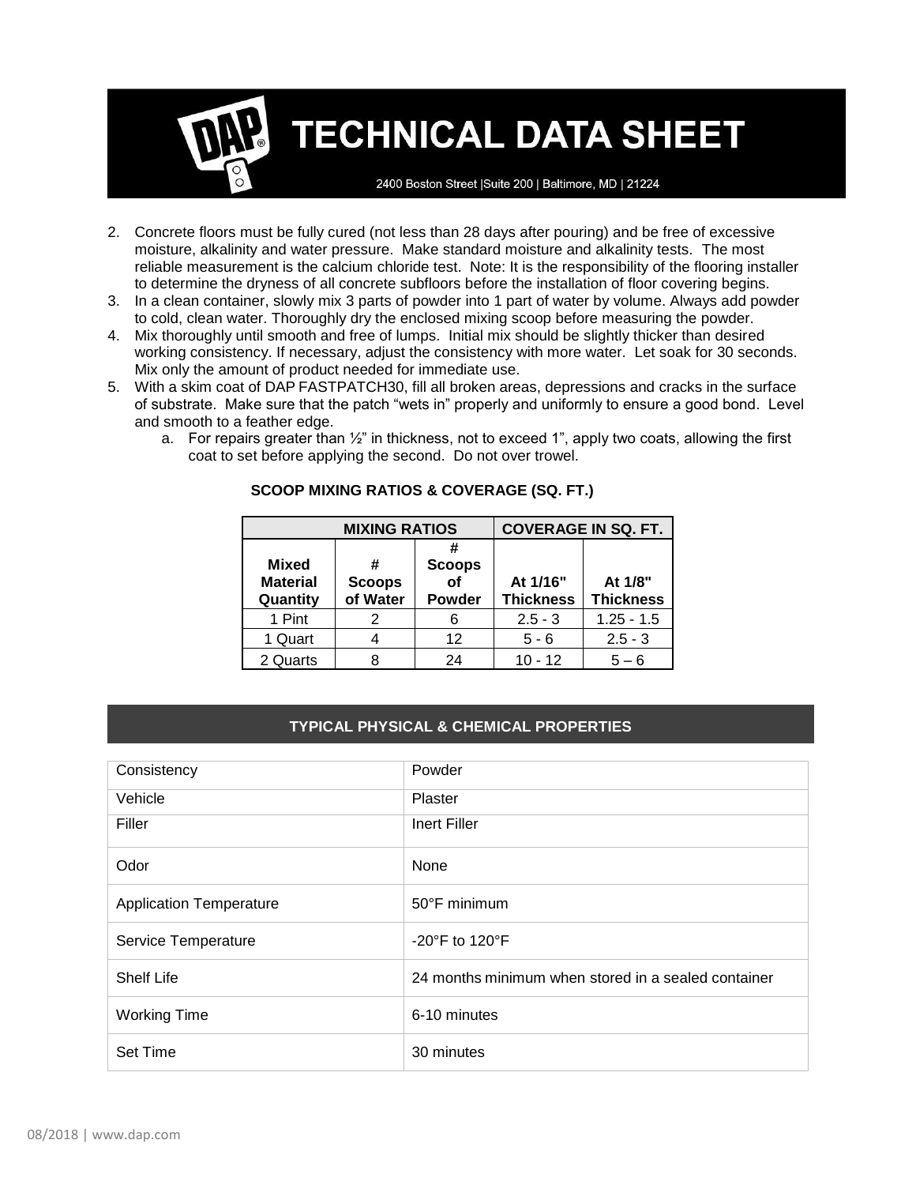2. Concrete floors must be fully cured (not less than 28 days after pouring) and be free of excessive moisture, alkalinity and water pressure. Make standard moisture and alkalinity tests. The most reliable measurement is the calcium chloride test. Note: It is the responsibility of the flooring installer to determine the dryness of all concrete subfloors before the installation of floor covering begins.
3. In a clean container, slowly mix 3 parts of powder into 1 part of water by volume. Always add powder to cold, clean water. Thoroughly dry the enclosed mixing scoop before measuring the powder.
4. Mix thoroughly until smooth and free of lumps. Initial mix should be slightly thicker than desired working consistency. If necessary, adjust the consistency with more water. Let soak for 30 seconds. Mix only the amount of product needed for immediate use.
5. With a skim coat of DAP FASTPATCH30, fill all broken areas, depressions and cracks in the surface of substrate. Make sure that the patch "wets in" properly and uniformly to ensure a good bond. Level and smooth to a feather edge.
   a. For repairs greater than ½" in thickness, not to exceed 1", apply two coats, allowing the first coat to set before applying the second. Do not over trowel.

**SCOOP MIXING RATIOS & COVERAGE (SQ. FT.)**

| MIXING RATIOS | | | COVERAGE IN SQ. FT. | |
|---|---|---|---|---|
| **Mixed Material Quantity** | **# Scoops of Water** | **# Scoops of Powder** | **At 1/16" Thickness** | **At 1/8" Thickness** |
| 1 Pint | 2 | 6 | 2.5 - 3 | 1.25 - 1.5 |
| 1 Quart | 4 | 12 | 5 - 6 | 2.5 - 3 |
| 2 Quarts | 8 | 24 | 10 - 12 | 5 – 6 |

## TYPICAL PHYSICAL & CHEMICAL PROPERTIES

| | |
|---|---|
| Consistency | Powder |
| Vehicle | Plaster |
| Filler | Inert Filler |
| Odor | None |
| Application Temperature | 50°F minimum |
| Service Temperature | -20°F to 120°F |
| Shelf Life | 24 months minimum when stored in a sealed container |
| Working Time | 6-10 minutes |
| Set Time | 30 minutes |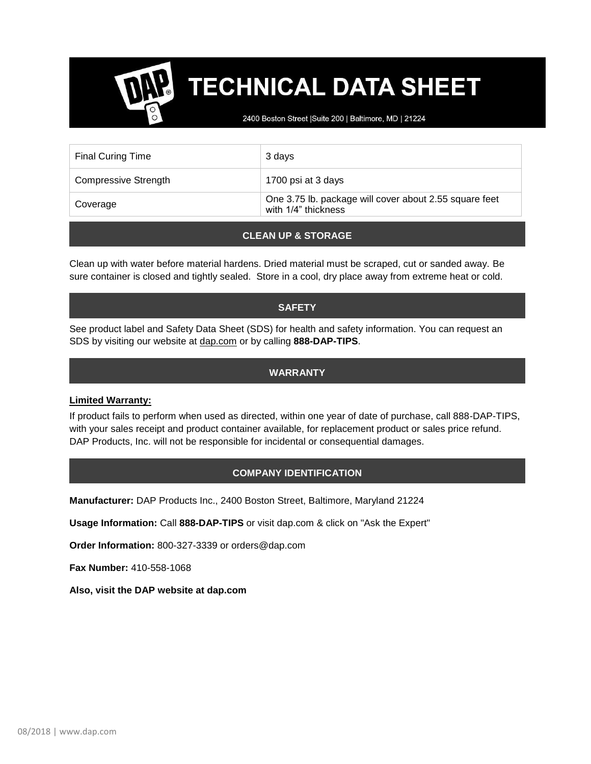# TECHNICAL DATA SHEET

2400 Boston Street |Suite 200 | Baltimore, MD | 21224

| | |
|---|---|
| Final Curing Time | 3 days |
| Compressive Strength | 1700 psi at 3 days |
| Coverage | One 3.75 lb. package will cover about 2.55 square feet with 1/4” thickness |

## CLEAN UP & STORAGE

Clean up with water before material hardens. Dried material must be scraped, cut or sanded away. Be sure container is closed and tightly sealed. Store in a cool, dry place away from extreme heat or cold.

## SAFETY

See product label and Safety Data Sheet (SDS) for health and safety information. You can request an SDS by visiting our website at dap.com or by calling **888-DAP-TIPS**.

## WARRANTY

**Limited Warranty:**

If product fails to perform when used as directed, within one year of date of purchase, call 888-DAP-TIPS, with your sales receipt and product container available, for replacement product or sales price refund. DAP Products, Inc. will not be responsible for incidental or consequential damages.

## COMPANY IDENTIFICATION

**Manufacturer:** DAP Products Inc., 2400 Boston Street, Baltimore, Maryland 21224

**Usage Information:** Call **888-DAP-TIPS** or visit dap.com & click on "Ask the Expert"

**Order Information:** 800-327-3339 or orders@dap.com

**Fax Number:** 410-558-1068

**Also, visit the DAP website at dap.com**

08/2018 | www.dap.com